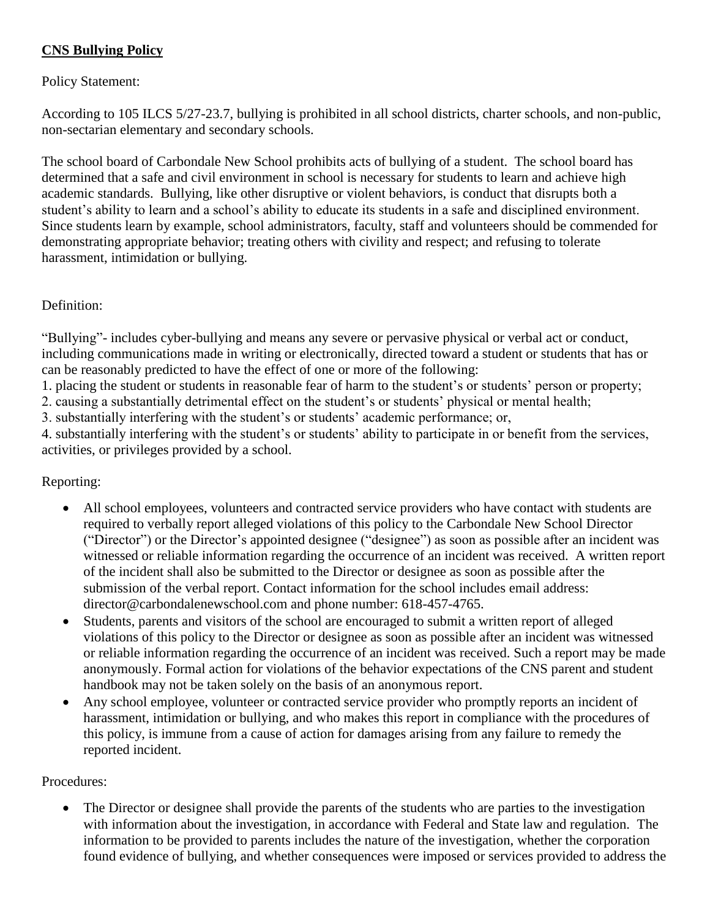**CNS Bullying Policy**

Policy Statement:

According to 105 ILCS 5/27-23.7, bullying is prohibited in all school districts, charter schools, and non-public, non-sectarian elementary and secondary schools.

The school board of Carbondale New School prohibits acts of bullying of a student. The school board has determined that a safe and civil environment in school is necessary for students to learn and achieve high academic standards. Bullying, like other disruptive or violent behaviors, is conduct that disrupts both a student's ability to learn and a school's ability to educate its students in a safe and disciplined environment. Since students learn by example, school administrators, faculty, staff and volunteers should be commended for demonstrating appropriate behavior; treating others with civility and respect; and refusing to tolerate harassment, intimidation or bullying.

Definition:

"Bullying"- includes cyber-bullying and means any severe or pervasive physical or verbal act or conduct, including communications made in writing or electronically, directed toward a student or students that has or can be reasonably predicted to have the effect of one or more of the following:

1. placing the student or students in reasonable fear of harm to the student's or students' person or property;
2. causing a substantially detrimental effect on the student's or students' physical or mental health;
3. substantially interfering with the student's or students' academic performance; or,
4. substantially interfering with the student's or students' ability to participate in or benefit from the services, activities, or privileges provided by a school.

Reporting:

- All school employees, volunteers and contracted service providers who have contact with students are required to verbally report alleged violations of this policy to the Carbondale New School Director ("Director") or the Director's appointed designee ("designee") as soon as possible after an incident was witnessed or reliable information regarding the occurrence of an incident was received. A written report of the incident shall also be submitted to the Director or designee as soon as possible after the submission of the verbal report. Contact information for the school includes email address: director@carbondalenewschool.com and phone number: 618-457-4765.
- Students, parents and visitors of the school are encouraged to submit a written report of alleged violations of this policy to the Director or designee as soon as possible after an incident was witnessed or reliable information regarding the occurrence of an incident was received. Such a report may be made anonymously. Formal action for violations of the behavior expectations of the CNS parent and student handbook may not be taken solely on the basis of an anonymous report.
- Any school employee, volunteer or contracted service provider who promptly reports an incident of harassment, intimidation or bullying, and who makes this report in compliance with the procedures of this policy, is immune from a cause of action for damages arising from any failure to remedy the reported incident.

Procedures:

- The Director or designee shall provide the parents of the students who are parties to the investigation with information about the investigation, in accordance with Federal and State law and regulation. The information to be provided to parents includes the nature of the investigation, whether the corporation found evidence of bullying, and whether consequences were imposed or services provided to address the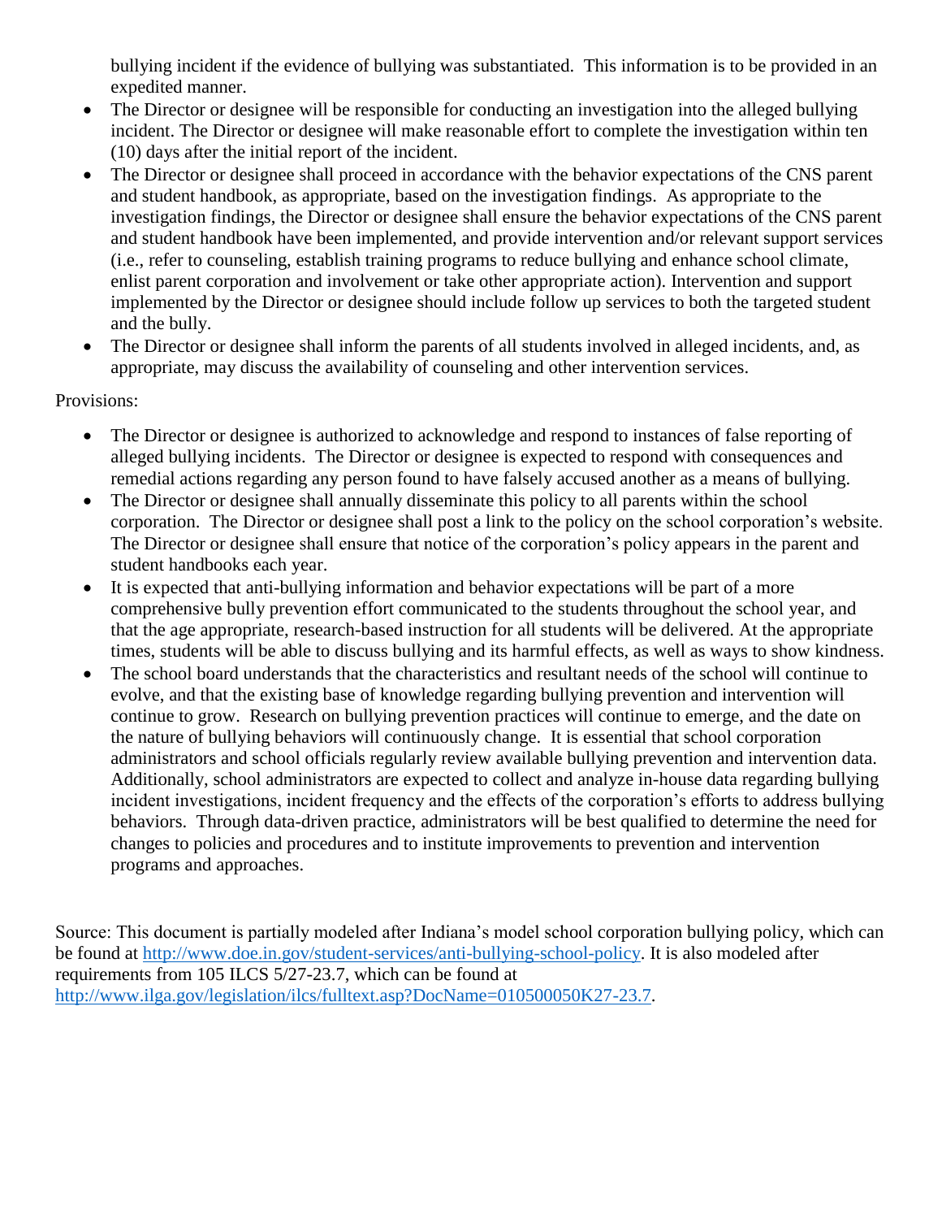bullying incident if the evidence of bullying was substantiated. This information is to be provided in an expedited manner.

- The Director or designee will be responsible for conducting an investigation into the alleged bullying incident. The Director or designee will make reasonable effort to complete the investigation within ten (10) days after the initial report of the incident.
- The Director or designee shall proceed in accordance with the behavior expectations of the CNS parent and student handbook, as appropriate, based on the investigation findings. As appropriate to the investigation findings, the Director or designee shall ensure the behavior expectations of the CNS parent and student handbook have been implemented, and provide intervention and/or relevant support services (i.e., refer to counseling, establish training programs to reduce bullying and enhance school climate, enlist parent corporation and involvement or take other appropriate action). Intervention and support implemented by the Director or designee should include follow up services to both the targeted student and the bully.
- The Director or designee shall inform the parents of all students involved in alleged incidents, and, as appropriate, may discuss the availability of counseling and other intervention services.

Provisions:

- The Director or designee is authorized to acknowledge and respond to instances of false reporting of alleged bullying incidents. The Director or designee is expected to respond with consequences and remedial actions regarding any person found to have falsely accused another as a means of bullying.
- The Director or designee shall annually disseminate this policy to all parents within the school corporation. The Director or designee shall post a link to the policy on the school corporation's website. The Director or designee shall ensure that notice of the corporation's policy appears in the parent and student handbooks each year.
- It is expected that anti-bullying information and behavior expectations will be part of a more comprehensive bully prevention effort communicated to the students throughout the school year, and that the age appropriate, research-based instruction for all students will be delivered. At the appropriate times, students will be able to discuss bullying and its harmful effects, as well as ways to show kindness.
- The school board understands that the characteristics and resultant needs of the school will continue to evolve, and that the existing base of knowledge regarding bullying prevention and intervention will continue to grow. Research on bullying prevention practices will continue to emerge, and the date on the nature of bullying behaviors will continuously change. It is essential that school corporation administrators and school officials regularly review available bullying prevention and intervention data. Additionally, school administrators are expected to collect and analyze in-house data regarding bullying incident investigations, incident frequency and the effects of the corporation's efforts to address bullying behaviors. Through data-driven practice, administrators will be best qualified to determine the need for changes to policies and procedures and to institute improvements to prevention and intervention programs and approaches.

Source: This document is partially modeled after Indiana's model school corporation bullying policy, which can be found at http://www.doe.in.gov/student-services/anti-bullying-school-policy. It is also modeled after requirements from 105 ILCS 5/27-23.7, which can be found at http://www.ilga.gov/legislation/ilcs/fulltext.asp?DocName=010500050K27-23.7.